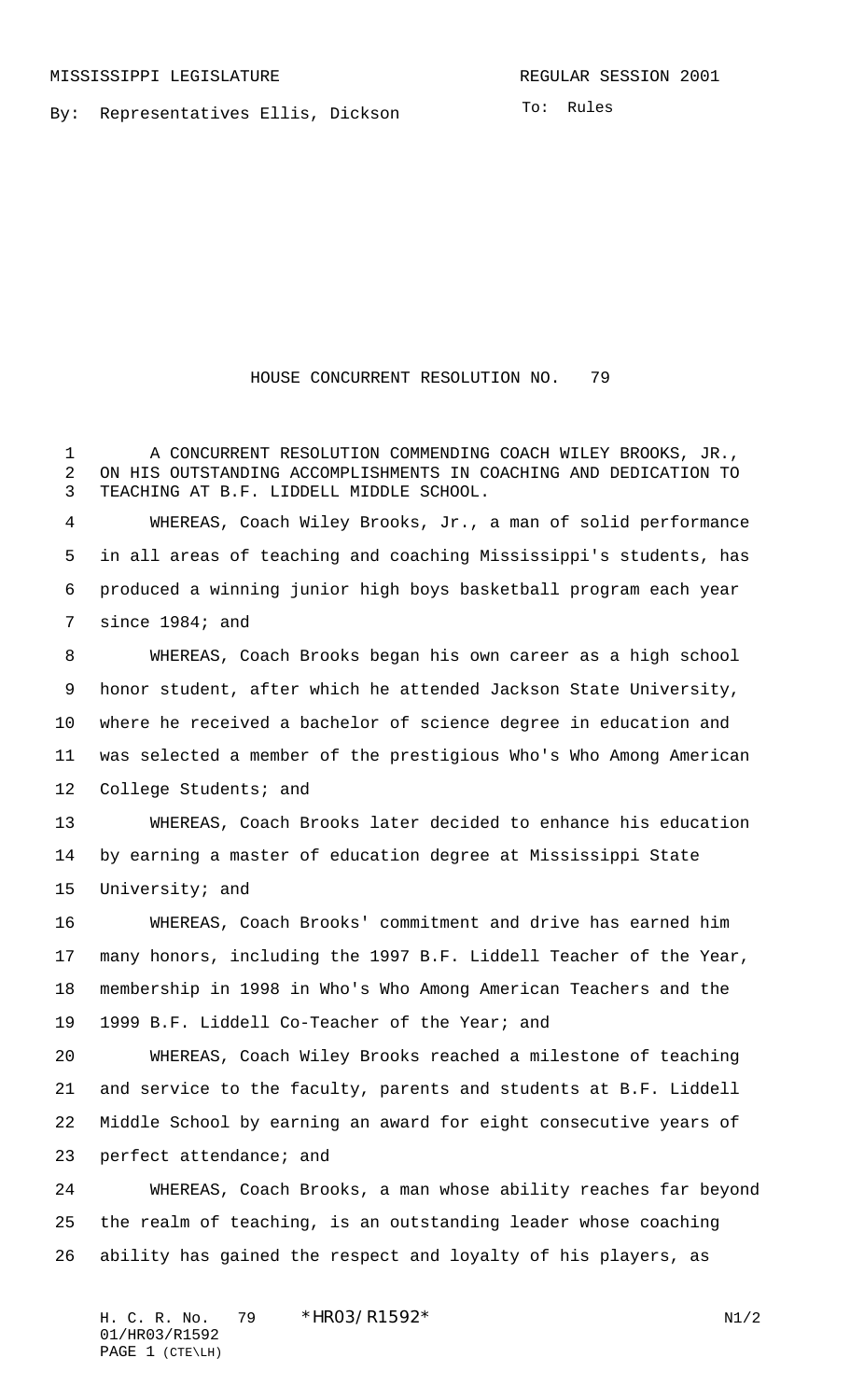MISSISSIPPI LEGISLATURE REGULAR SESSION 2001

By: Representatives Ellis, Dickson

To: Rules

# HOUSE CONCURRENT RESOLUTION NO. 79

A CONCURRENT RESOLUTION COMMENDING COACH WILEY BROOKS, JR., ON HIS OUTSTANDING ACCOMPLISHMENTS IN COACHING AND DEDICATION TO TEACHING AT B.F. LIDDELL MIDDLE SCHOOL.

WHEREAS, Coach Wiley Brooks, Jr., a man of solid performance in all areas of teaching and coaching Mississippi's students, has produced a winning junior high boys basketball program each year since 1984; and

WHEREAS, Coach Brooks began his own career as a high school honor student, after which he attended Jackson State University, where he received a bachelor of science degree in education and was selected a member of the prestigious Who's Who Among American College Students; and

WHEREAS, Coach Brooks later decided to enhance his education by earning a master of education degree at Mississippi State University; and

WHEREAS, Coach Brooks' commitment and drive has earned him many honors, including the 1997 B.F. Liddell Teacher of the Year, membership in 1998 in Who's Who Among American Teachers and the 1999 B.F. Liddell Co-Teacher of the Year; and

WHEREAS, Coach Wiley Brooks reached a milestone of teaching and service to the faculty, parents and students at B.F. Liddell Middle School by earning an award for eight consecutive years of perfect attendance; and

WHEREAS, Coach Brooks, a man whose ability reaches far beyond the realm of teaching, is an outstanding leader whose coaching ability has gained the respect and loyalty of his players, as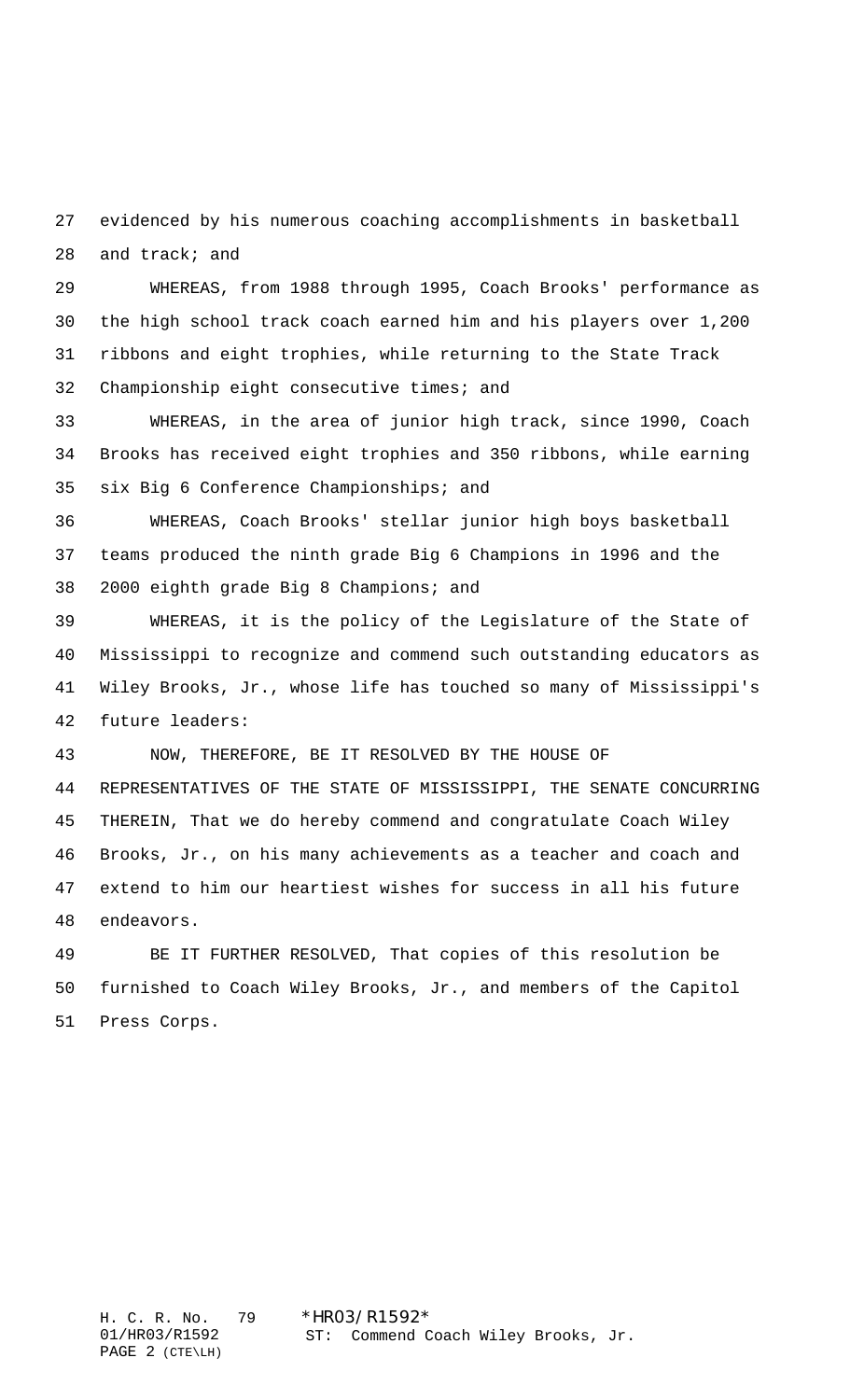evidenced by his numerous coaching accomplishments in basketball and track; and

WHEREAS, from 1988 through 1995, Coach Brooks' performance as the high school track coach earned him and his players over 1,200 ribbons and eight trophies, while returning to the State Track Championship eight consecutive times; and

WHEREAS, in the area of junior high track, since 1990, Coach Brooks has received eight trophies and 350 ribbons, while earning six Big 6 Conference Championships; and

WHEREAS, Coach Brooks' stellar junior high boys basketball teams produced the ninth grade Big 6 Champions in 1996 and the 2000 eighth grade Big 8 Champions; and

WHEREAS, it is the policy of the Legislature of the State of Mississippi to recognize and commend such outstanding educators as Wiley Brooks, Jr., whose life has touched so many of Mississippi's future leaders:

NOW, THEREFORE, BE IT RESOLVED BY THE HOUSE OF REPRESENTATIVES OF THE STATE OF MISSISSIPPI, THE SENATE CONCURRING THEREIN, That we do hereby commend and congratulate Coach Wiley Brooks, Jr., on his many achievements as a teacher and coach and extend to him our heartiest wishes for success in all his future endeavors.

BE IT FURTHER RESOLVED, That copies of this resolution be furnished to Coach Wiley Brooks, Jr., and members of the Capitol Press Corps.